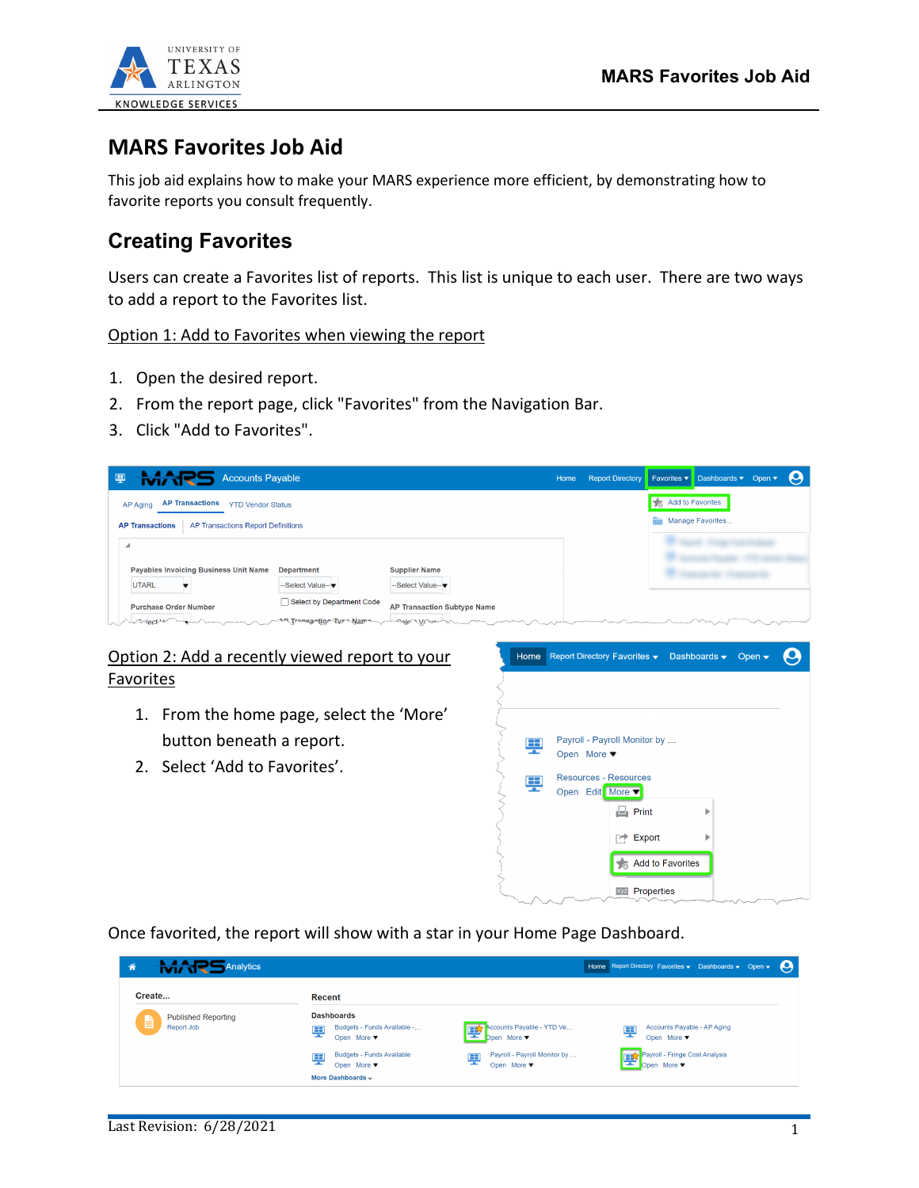# MARS Favorites Job Aid

This job aid explains how to make your MARS experience more efficient, by demonstrating how to favorite reports you consult frequently.

## Creating Favorites

Users can create a Favorites list of reports. This list is unique to each user. There are two ways to add a report to the Favorites list.

Option 1: Add to Favorites when viewing the report

1. Open the desired report.
2. From the report page, click "Favorites" from the Navigation Bar.
3. Click "Add to Favorites".

Option 2: Add a recently viewed report to your Favorites

1. From the home page, select the 'More' button beneath a report.
2. Select 'Add to Favorites'.

Once favorited, the report will show with a star in your Home Page Dashboard.

Last Revision: 6/28/2021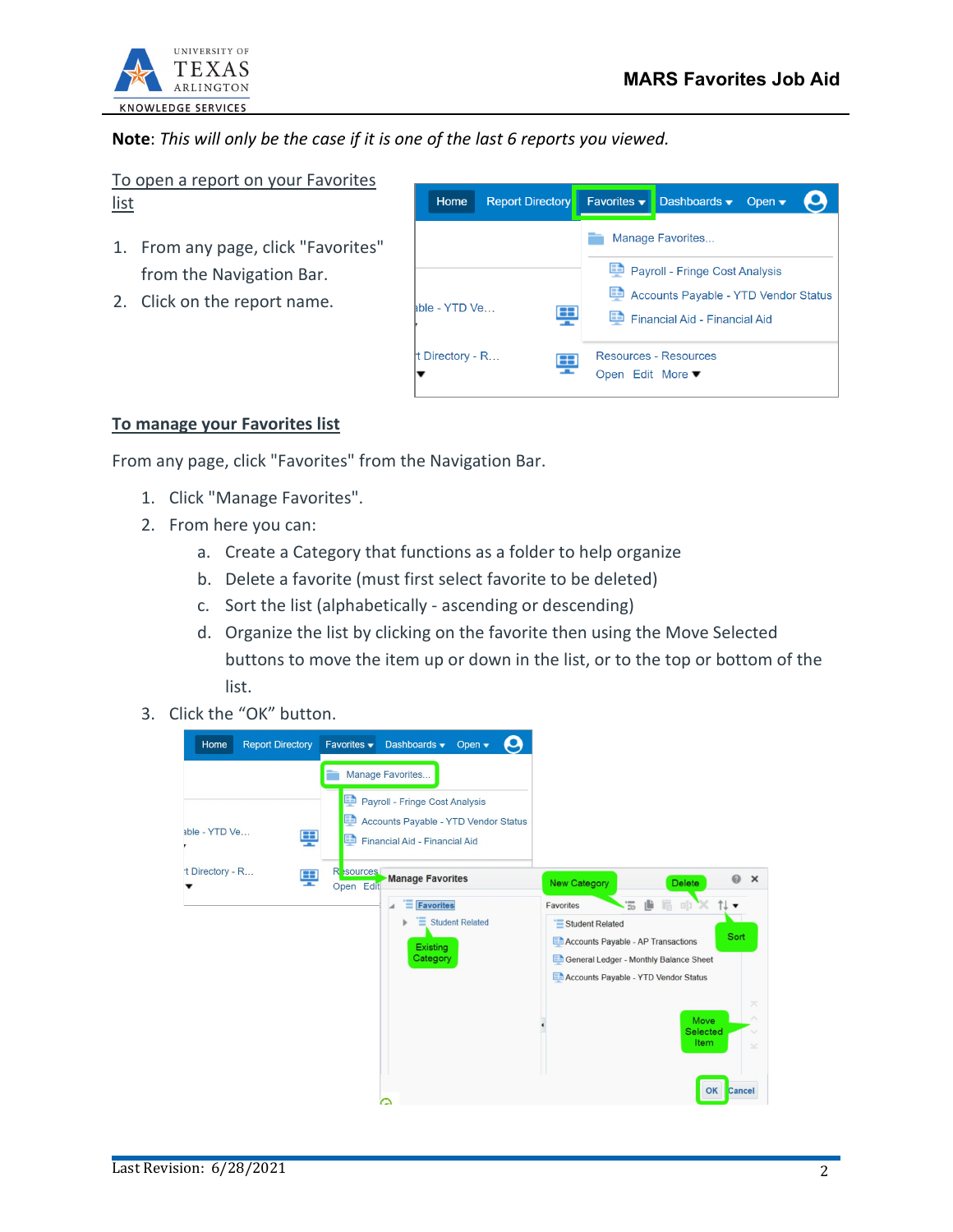**Note**: *This will only be the case if it is one of the last 6 reports you viewed.*

To open a report on your Favorites list

1. From any page, click "Favorites" from the Navigation Bar.
2. Click on the report name.

## To manage your Favorites list

From any page, click "Favorites" from the Navigation Bar.

1. Click "Manage Favorites".
2. From here you can:
   a. Create a Category that functions as a folder to help organize
   b. Delete a favorite (must first select favorite to be deleted)
   c. Sort the list (alphabetically - ascending or descending)
   d. Organize the list by clicking on the favorite then using the Move Selected buttons to move the item up or down in the list, or to the top or bottom of the list.
3. Click the "OK" button.

Last Revision: 6/28/2021